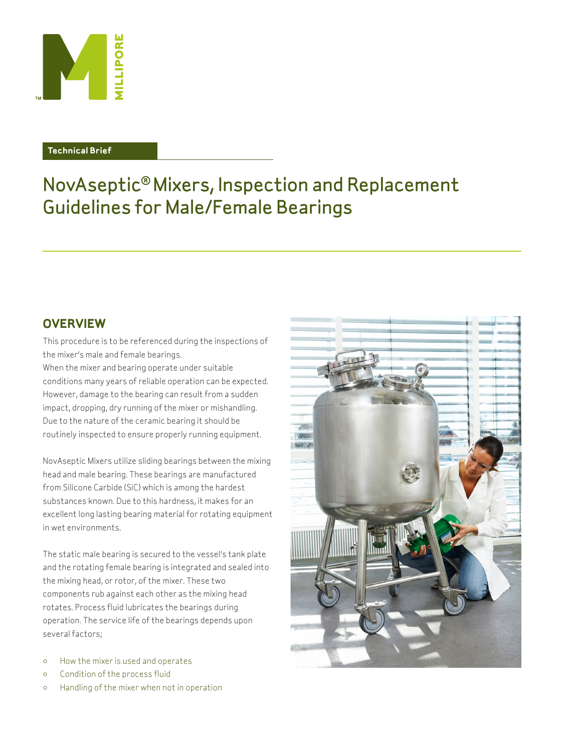Technical Brief

# NovAseptic® Mixers, Inspection and Replacement Guidelines for Male/Female Bearings

## OVERVIEW

This procedure is to be referenced during the inspections of the mixer's male and female bearings.
When the mixer and bearing operate under suitable conditions many years of reliable operation can be expected. However, damage to the bearing can result from a sudden impact, dropping, dry running of the mixer or mishandling. Due to the nature of the ceramic bearing it should be routinely inspected to ensure properly running equipment.

NovAseptic Mixers utilize sliding bearings between the mixing head and male bearing. These bearings are manufactured from Silicone Carbide (SiC) which is among the hardest substances known. Due to this hardness, it makes for an excellent long lasting bearing material for rotating equipment in wet environments.

The static male bearing is secured to the vessel's tank plate and the rotating female bearing is integrated and sealed into the mixing head, or rotor, of the mixer. These two components rub against each other as the mixing head rotates. Process fluid lubricates the bearings during operation. The service life of the bearings depends upon several factors;

- How the mixer is used and operates
- Condition of the process fluid
- Handling of the mixer when not in operation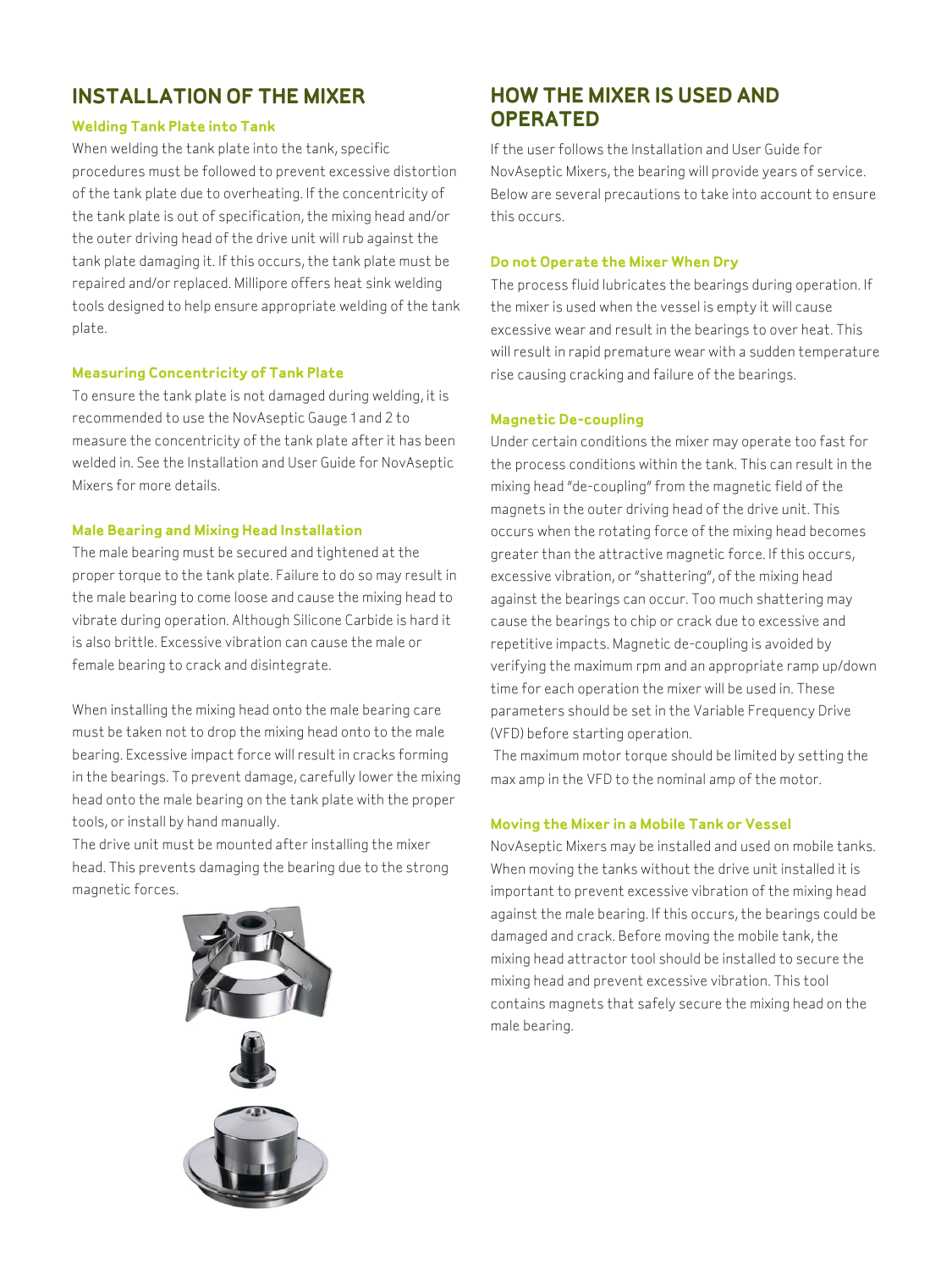## INSTALLATION OF THE MIXER

### Welding Tank Plate into Tank

When welding the tank plate into the tank, specific procedures must be followed to prevent excessive distortion of the tank plate due to overheating. If the concentricity of the tank plate is out of specification, the mixing head and/or the outer driving head of the drive unit will rub against the tank plate damaging it. If this occurs, the tank plate must be repaired and/or replaced. Millipore offers heat sink welding tools designed to help ensure appropriate welding of the tank plate.

### Measuring Concentricity of Tank Plate

To ensure the tank plate is not damaged during welding, it is recommended to use the NovAseptic Gauge 1 and 2 to measure the concentricity of the tank plate after it has been welded in. See the Installation and User Guide for NovAseptic Mixers for more details.

### Male Bearing and Mixing Head Installation

The male bearing must be secured and tightened at the proper torque to the tank plate. Failure to do so may result in the male bearing to come loose and cause the mixing head to vibrate during operation. Although Silicone Carbide is hard it is also brittle. Excessive vibration can cause the male or female bearing to crack and disintegrate.

When installing the mixing head onto the male bearing care must be taken not to drop the mixing head onto to the male bearing. Excessive impact force will result in cracks forming in the bearings. To prevent damage, carefully lower the mixing head onto the male bearing on the tank plate with the proper tools, or install by hand manually.

The drive unit must be mounted after installing the mixer head. This prevents damaging the bearing due to the strong magnetic forces.

## HOW THE MIXER IS USED AND OPERATED

If the user follows the Installation and User Guide for NovAseptic Mixers, the bearing will provide years of service. Below are several precautions to take into account to ensure this occurs.

### Do not Operate the Mixer When Dry

The process fluid lubricates the bearings during operation. If the mixer is used when the vessel is empty it will cause excessive wear and result in the bearings to over heat. This will result in rapid premature wear with a sudden temperature rise causing cracking and failure of the bearings.

### Magnetic De-coupling

Under certain conditions the mixer may operate too fast for the process conditions within the tank. This can result in the mixing head "de-coupling" from the magnetic field of the magnets in the outer driving head of the drive unit. This occurs when the rotating force of the mixing head becomes greater than the attractive magnetic force. If this occurs, excessive vibration, or "shattering", of the mixing head against the bearings can occur. Too much shattering may cause the bearings to chip or crack due to excessive and repetitive impacts. Magnetic de-coupling is avoided by verifying the maximum rpm and an appropriate ramp up/down time for each operation the mixer will be used in. These parameters should be set in the Variable Frequency Drive (VFD) before starting operation.

The maximum motor torque should be limited by setting the max amp in the VFD to the nominal amp of the motor.

### Moving the Mixer in a Mobile Tank or Vessel

NovAseptic Mixers may be installed and used on mobile tanks. When moving the tanks without the drive unit installed it is important to prevent excessive vibration of the mixing head against the male bearing. If this occurs, the bearings could be damaged and crack. Before moving the mobile tank, the mixing head attractor tool should be installed to secure the mixing head and prevent excessive vibration. This tool contains magnets that safely secure the mixing head on the male bearing.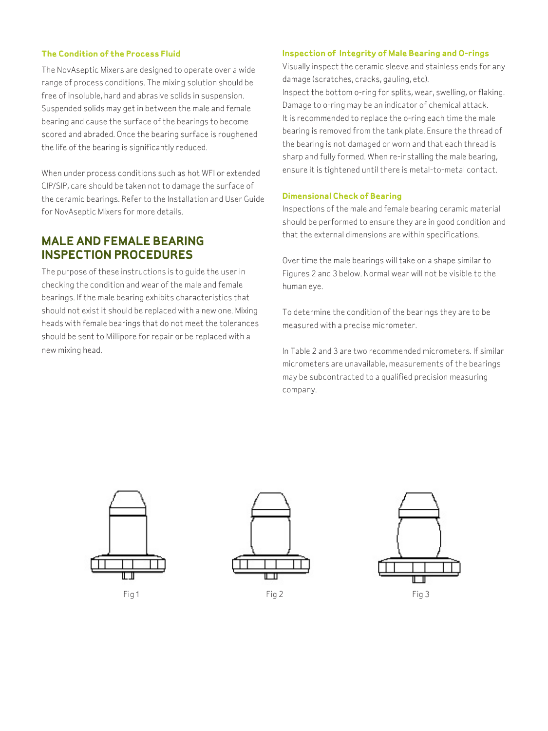### The Condition of the Process Fluid

The NovAseptic Mixers are designed to operate over a wide range of process conditions. The mixing solution should be free of insoluble, hard and abrasive solids in suspension. Suspended solids may get in between the male and female bearing and cause the surface of the bearings to become scored and abraded. Once the bearing surface is roughened the life of the bearing is significantly reduced.

When under process conditions such as hot WFI or extended CIP/SIP, care should be taken not to damage the surface of the ceramic bearings. Refer to the Installation and User Guide for NovAseptic Mixers for more details.

## MALE AND FEMALE BEARING INSPECTION PROCEDURES

The purpose of these instructions is to guide the user in checking the condition and wear of the male and female bearings. If the male bearing exhibits characteristics that should not exist it should be replaced with a new one. Mixing heads with female bearings that do not meet the tolerances should be sent to Millipore for repair or be replaced with a new mixing head.

### Inspection of Integrity of Male Bearing and O-rings

Visually inspect the ceramic sleeve and stainless ends for any damage (scratches, cracks, gauling, etc).
Inspect the bottom o-ring for splits, wear, swelling, or flaking. Damage to o-ring may be an indicator of chemical attack.
It is recommended to replace the o-ring each time the male bearing is removed from the tank plate. Ensure the thread of the bearing is not damaged or worn and that each thread is sharp and fully formed. When re-installing the male bearing, ensure it is tightened until there is metal-to-metal contact.

### Dimensional Check of Bearing

Inspections of the male and female bearing ceramic material should be performed to ensure they are in good condition and that the external dimensions are within specifications.

Over time the male bearings will take on a shape similar to Figures 2 and 3 below. Normal wear will not be visible to the human eye.

To determine the condition of the bearings they are to be measured with a precise micrometer.

In Table 2 and 3 are two recommended micrometers. If similar micrometers are unavailable, measurements of the bearings may be subcontracted to a qualified precision measuring company.

Fig 1

Fig 2

Fig 3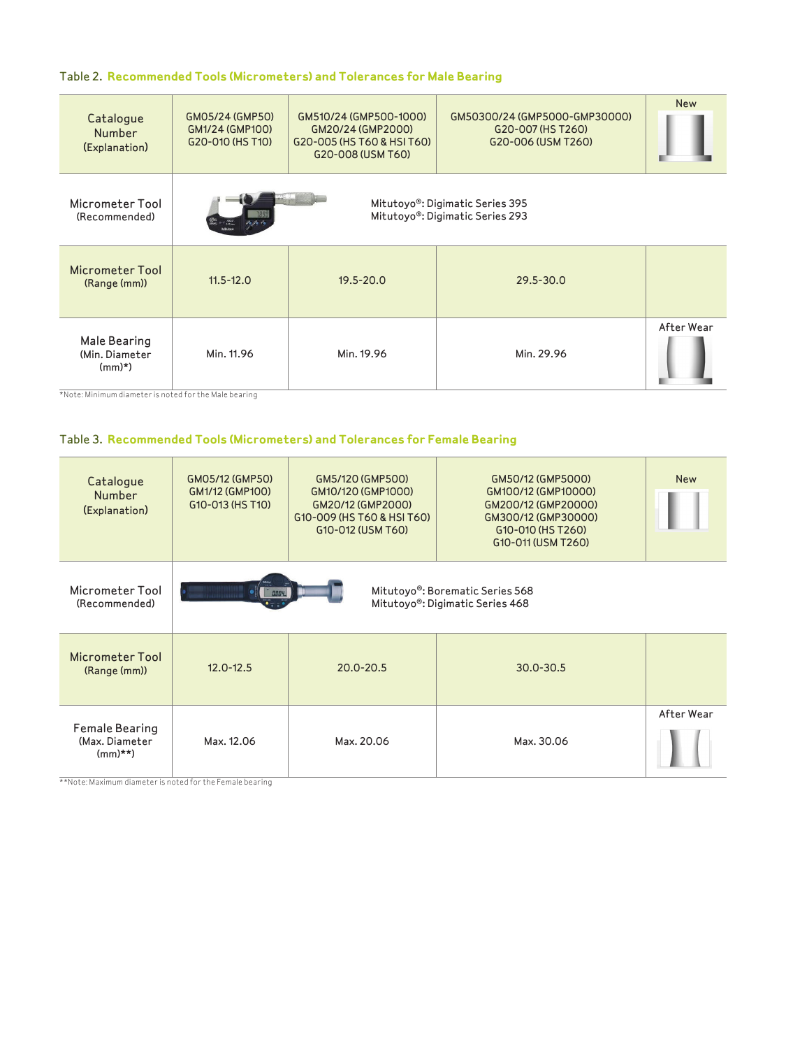Table 2. **Recommended Tools (Micrometers) and Tolerances for Male Bearing**

| Catalogue Number (Explanation) | GM05/24 (GMP50)<br>GM1/24 (GMP100)<br>G20-010 (HS T10) | GM510/24 (GMP500-1000)<br>GM20/24 (GMP2000)<br>G20-005 (HS T60 & HSI T60)<br>G20-008 (USM T60) | GM50300/24 (GMP5000-GMP30000)<br>G20-007 (HS T260)<br>G20-006 (USM T260) | New |
|---|---|---|---|---|
| Micrometer Tool (Recommended) | Mitutoyo®: Digimatic Series 395<br>Mitutoyo®: Digimatic Series 293 | | | |
| Micrometer Tool (Range (mm)) | 11.5-12.0 | 19.5-20.0 | 29.5-30.0 | |
| Male Bearing (Min. Diameter (mm)*) | Min. 11.96 | Min. 19.96 | Min. 29.96 | After Wear |

*Note: Minimum diameter is noted for the Male bearing

Table 3. **Recommended Tools (Micrometers) and Tolerances for Female Bearing**

| Catalogue Number (Explanation) | GM05/12 (GMP50)<br>GM1/12 (GMP100)<br>G10-013 (HS T10) | GM5/120 (GMP500)<br>GM10/120 (GMP1000)<br>GM20/12 (GMP2000)<br>G10-009 (HS T60 & HSI T60)<br>G10-012 (USM T60) | GM50/12 (GMP5000)<br>GM100/12 (GMP10000)<br>GM200/12 (GMP20000)<br>GM300/12 (GMP30000)<br>G10-010 (HS T260)<br>G10-011 (USM T260) | New |
|---|---|---|---|---|
| Micrometer Tool (Recommended) | Mitutoyo®: Borematic Series 568<br>Mitutoyo®: Digimatic Series 468 | | | |
| Micrometer Tool (Range (mm)) | 12.0-12.5 | 20.0-20.5 | 30.0-30.5 | |
| Female Bearing (Max. Diameter (mm)**) | Max. 12.06 | Max. 20.06 | Max. 30.06 | After Wear |

**Note: Maximum diameter is noted for the Female bearing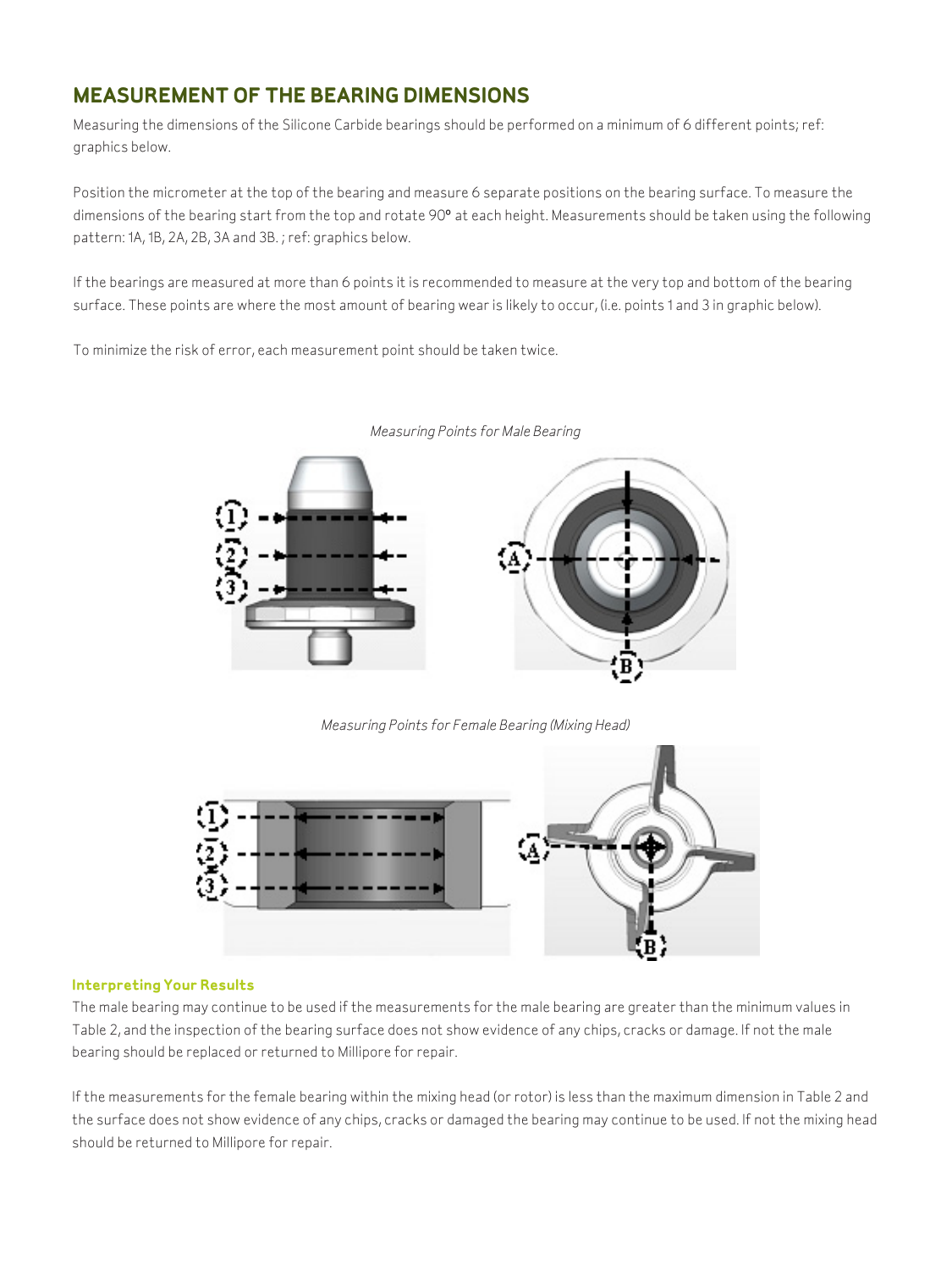## MEASUREMENT OF THE BEARING DIMENSIONS

Measuring the dimensions of the Silicone Carbide bearings should be performed on a minimum of 6 different points; ref: graphics below.

Position the micrometer at the top of the bearing and measure 6 separate positions on the bearing surface. To measure the dimensions of the bearing start from the top and rotate 90° at each height. Measurements should be taken using the following pattern: 1A, 1B, 2A, 2B, 3A and 3B. ; ref: graphics below.

If the bearings are measured at more than 6 points it is recommended to measure at the very top and bottom of the bearing surface. These points are where the most amount of bearing wear is likely to occur, (i.e. points 1 and 3 in graphic below).

To minimize the risk of error, each measurement point should be taken twice.

*Measuring Points for Male Bearing*

*Measuring Points for Female Bearing (Mixing Head)*

### Interpreting Your Results

The male bearing may continue to be used if the measurements for the male bearing are greater than the minimum values in Table 2, and the inspection of the bearing surface does not show evidence of any chips, cracks or damage. If not the male bearing should be replaced or returned to Millipore for repair.

If the measurements for the female bearing within the mixing head (or rotor) is less than the maximum dimension in Table 2 and the surface does not show evidence of any chips, cracks or damaged the bearing may continue to be used. If not the mixing head should be returned to Millipore for repair.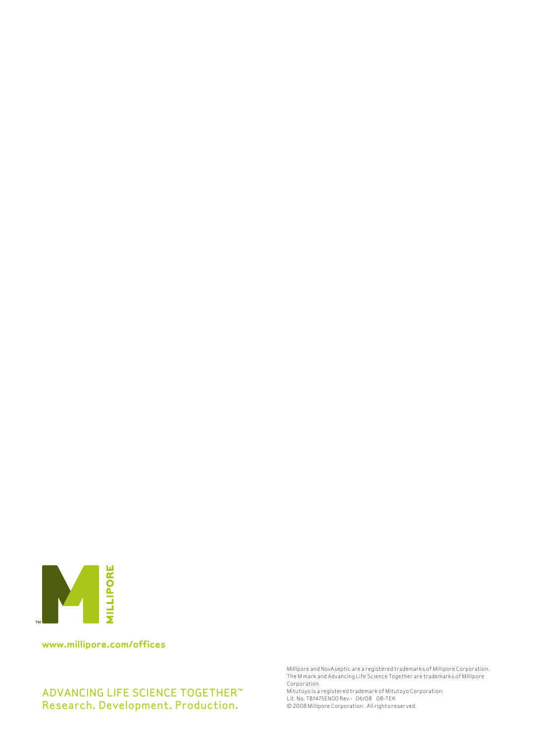MILLIPORE

www.millipore.com/offices

ADVANCING LIFE SCIENCE TOGETHER™
Research. Development. Production.

Millipore and NovAseptic are a registered trademarks of Millipore Corporation.
The M mark and Advancing Life Science Together are trademarks of Millipore Corporation.
Mitutoyo is a registered trademark of Mitutoyo Corporation.
Lit. No. TB1475EN00 Rev.- 06/08 08-TEK
© 2008 Millipore Corporation. All rights reserved.